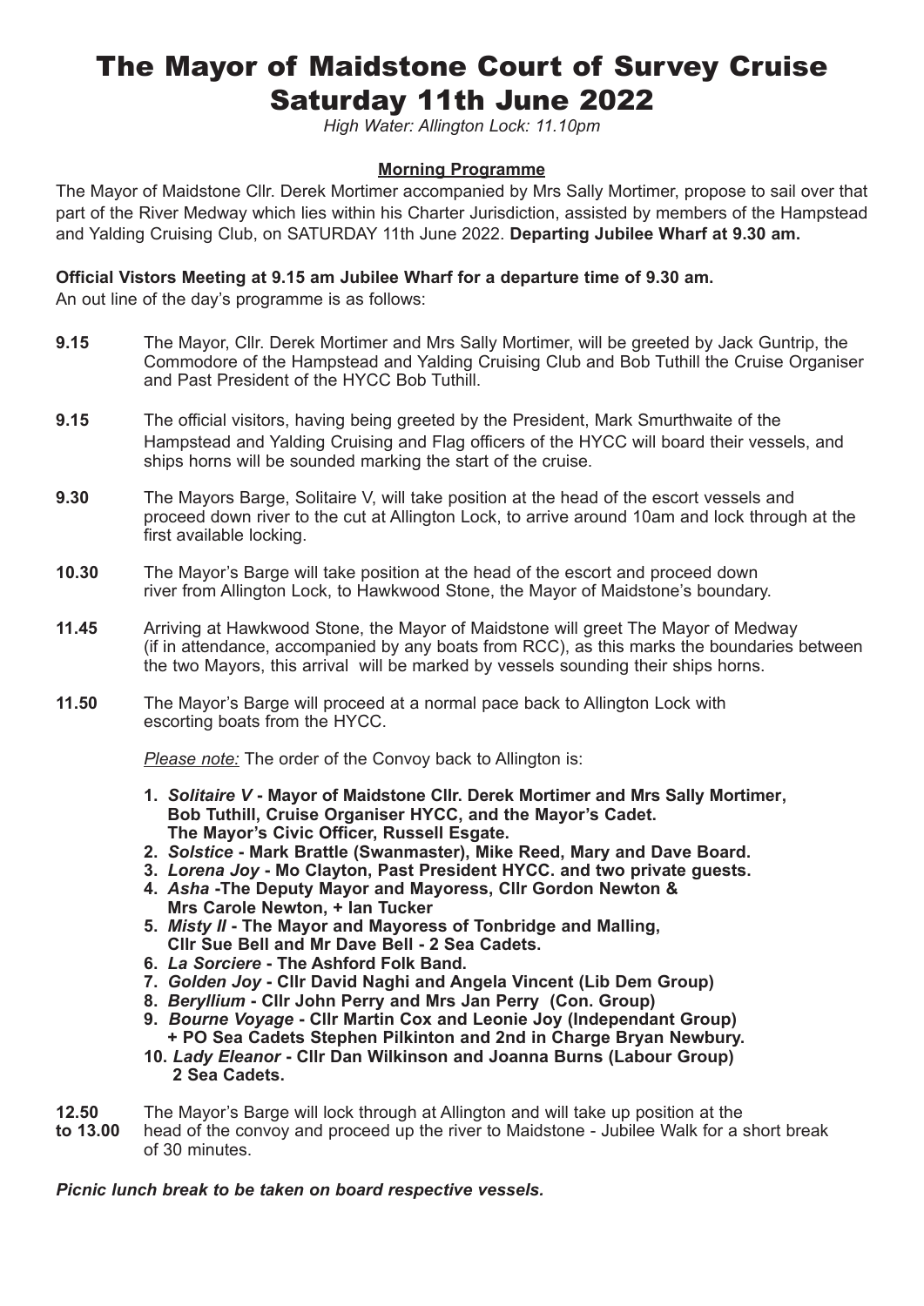# The Mayor of Maidstone Court of Survey Cruise Saturday 11th June 2022

*High Water: Allington Lock: 11.10pm*

## Morning Programme

The Mayor of Maidstone Cllr. Derek Mortimer accompanied by Mrs Sally Mortimer, propose to sail over that part of the River Medway which lies within his Charter Jurisdiction, assisted by members of the Hampstead and Yalding Cruising Club, on SATURDAY 11th June 2022. **Departing Jubilee Wharf at 9.30 am.**

**Official Vistors Meeting at 9.15 am Jubilee Wharf for a departure time of 9.30 am.**

An out line of the day's programme is as follows:

**9.15** The Mayor, Cllr. Derek Mortimer and Mrs Sally Mortimer, will be greeted by Jack Guntrip, the Commodore of the Hampstead and Yalding Cruising Club and Bob Tuthill the Cruise Organiser and Past President of the HYCC Bob Tuthill.

**9.15** The official visitors, having being greeted by the President, Mark Smurthwaite of the Hampstead and Yalding Cruising and Flag officers of the HYCC will board their vessels, and ships horns will be sounded marking the start of the cruise.

**9.30** The Mayors Barge, Solitaire V, will take position at the head of the escort vessels and proceed down river to the cut at Allington Lock, to arrive around 10am and lock through at the first available locking.

**10.30** The Mayor's Barge will take position at the head of the escort and proceed down river from Allington Lock, to Hawkwood Stone, the Mayor of Maidstone's boundary.

**11.45** Arriving at Hawkwood Stone, the Mayor of Maidstone will greet The Mayor of Medway (if in attendance, accompanied by any boats from RCC), as this marks the boundaries between the two Mayors, this arrival will be marked by vessels sounding their ships horns.

**11.50** The Mayor's Barge will proceed at a normal pace back to Allington Lock with escorting boats from the HYCC.

*Please note:* The order of the Convoy back to Allington is:

1. ***Solitaire V*** **- Mayor of Maidstone Cllr. Derek Mortimer and Mrs Sally Mortimer, Bob Tuthill, Cruise Organiser HYCC, and the Mayor's Cadet. The Mayor's Civic Officer, Russell Esgate.**
2. ***Solstice*** **- Mark Brattle (Swanmaster), Mike Reed, Mary and Dave Board.**
3. ***Lorena Joy*** **- Mo Clayton, Past President HYCC. and two private guests.**
4. ***Asha*** **-The Deputy Mayor and Mayoress, Cllr Gordon Newton & Mrs Carole Newton, + Ian Tucker**
5. ***Misty II*** **- The Mayor and Mayoress of Tonbridge and Malling, Cllr Sue Bell and Mr Dave Bell - 2 Sea Cadets.**
6. ***La Sorciere*** **- The Ashford Folk Band.**
7. ***Golden Joy*** **- Cllr David Naghi and Angela Vincent (Lib Dem Group)**
8. ***Beryllium*** **- Cllr John Perry and Mrs Jan Perry (Con. Group)**
9. ***Bourne Voyage*** **- Cllr Martin Cox and Leonie Joy (Independant Group) + PO Sea Cadets Stephen Pilkinton and 2nd in Charge Bryan Newbury.**
10. ***Lady Eleanor*** **- Cllr Dan Wilkinson and Joanna Burns (Labour Group) 2 Sea Cadets.**

**12.50 to 13.00** The Mayor's Barge will lock through at Allington and will take up position at the head of the convoy and proceed up the river to Maidstone - Jubilee Walk for a short break of 30 minutes.

***Picnic lunch break to be taken on board respective vessels.***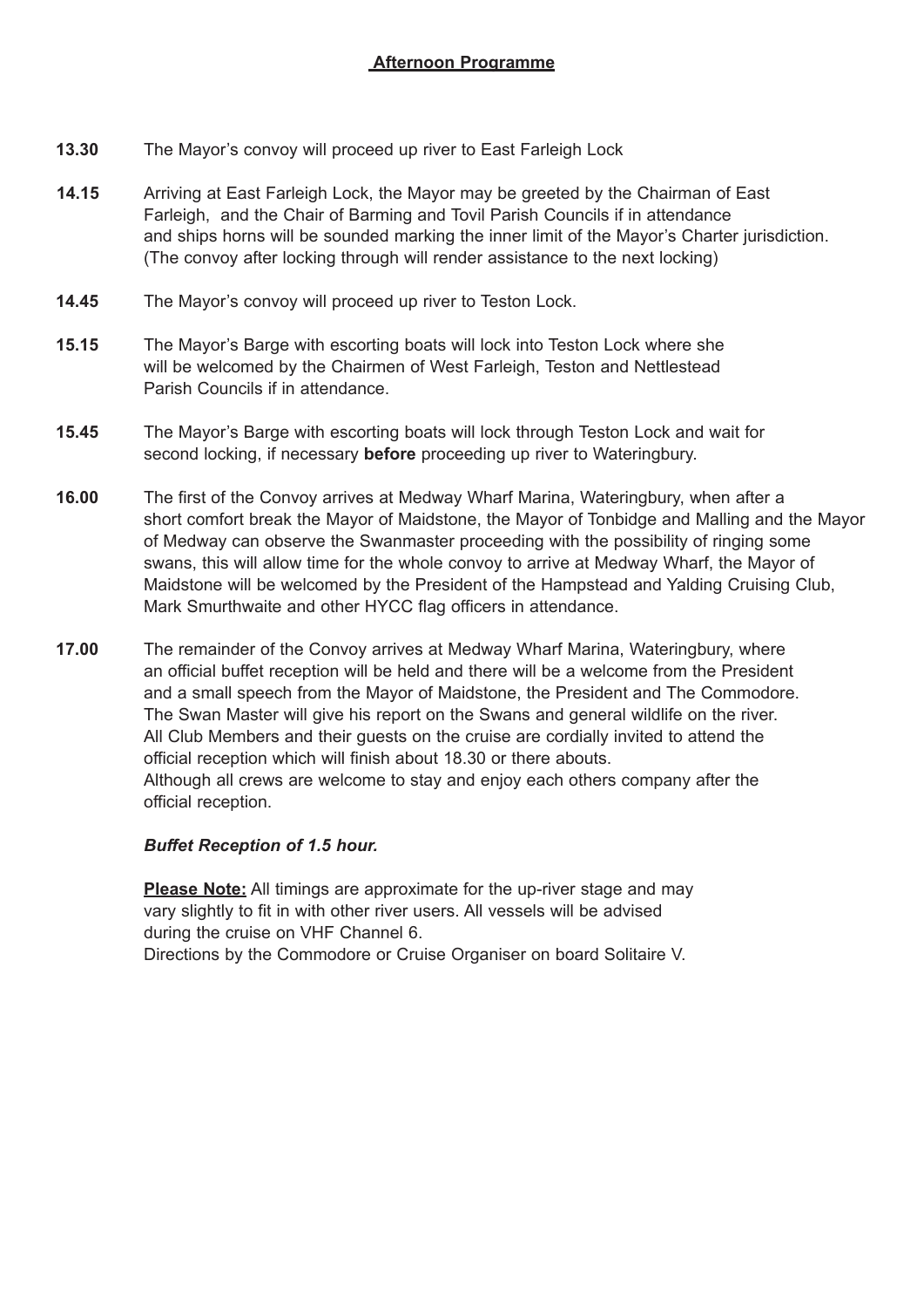## **Afternoon Programme**

**13.30** The Mayor's convoy will proceed up river to East Farleigh Lock

**14.15** Arriving at East Farleigh Lock, the Mayor may be greeted by the Chairman of East Farleigh, and the Chair of Barming and Tovil Parish Councils if in attendance and ships horns will be sounded marking the inner limit of the Mayor's Charter jurisdiction. (The convoy after locking through will render assistance to the next locking)

**14.45** The Mayor's convoy will proceed up river to Teston Lock.

**15.15** The Mayor's Barge with escorting boats will lock into Teston Lock where she will be welcomed by the Chairmen of West Farleigh, Teston and Nettlestead Parish Councils if in attendance.

**15.45** The Mayor's Barge with escorting boats will lock through Teston Lock and wait for second locking, if necessary **before** proceeding up river to Wateringbury.

**16.00** The first of the Convoy arrives at Medway Wharf Marina, Wateringbury, when after a short comfort break the Mayor of Maidstone, the Mayor of Tonbidge and Malling and the Mayor of Medway can observe the Swanmaster proceeding with the possibility of ringing some swans, this will allow time for the whole convoy to arrive at Medway Wharf, the Mayor of Maidstone will be welcomed by the President of the Hampstead and Yalding Cruising Club, Mark Smurthwaite and other HYCC flag officers in attendance.

**17.00** The remainder of the Convoy arrives at Medway Wharf Marina, Wateringbury, where an official buffet reception will be held and there will be a welcome from the President and a small speech from the Mayor of Maidstone, the President and The Commodore. The Swan Master will give his report on the Swans and general wildlife on the river. All Club Members and their guests on the cruise are cordially invited to attend the official reception which will finish about 18.30 or there abouts. Although all crews are welcome to stay and enjoy each others company after the official reception.

***Buffet Reception of 1.5 hour.***

**Please Note:** All timings are approximate for the up-river stage and may vary slightly to fit in with other river users. All vessels will be advised during the cruise on VHF Channel 6.
Directions by the Commodore or Cruise Organiser on board Solitaire V.